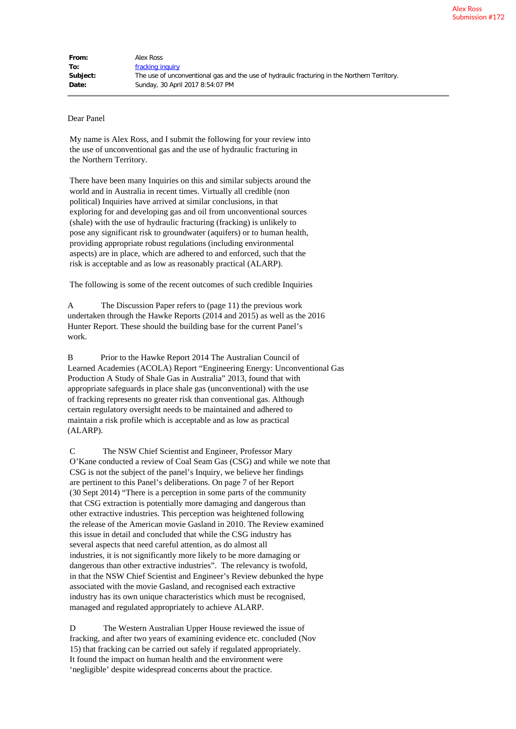Alex Ross
Submission #172

**From:** Alex Ross
**To:** fracking inquiry
**Subject:** The use of unconventional gas and the use of hydraulic fracturing in the Northern Territory.
**Date:** Sunday, 30 April 2017 8:54:07 PM

---

Dear Panel

My name is Alex Ross, and I submit the following for your review into the use of unconventional gas and the use of hydraulic fracturing in the Northern Territory.

There have been many Inquiries on this and similar subjects around the world and in Australia in recent times. Virtually all credible (non political) Inquiries have arrived at similar conclusions, in that exploring for and developing gas and oil from unconventional sources (shale) with the use of hydraulic fracturing (fracking) is unlikely to pose any significant risk to groundwater (aquifers) or to human health, providing appropriate robust regulations (including environmental aspects) are in place, which are adhered to and enforced, such that the risk is acceptable and as low as reasonably practical (ALARP).

The following is some of the recent outcomes of such credible Inquiries

A The Discussion Paper refers to (page 11) the previous work undertaken through the Hawke Reports (2014 and 2015) as well as the 2016 Hunter Report. These should the building base for the current Panel's work.

B Prior to the Hawke Report 2014 The Australian Council of Learned Academies (ACOLA) Report "Engineering Energy: Unconventional Gas Production A Study of Shale Gas in Australia" 2013, found that with appropriate safeguards in place shale gas (unconventional) with the use of fracking represents no greater risk than conventional gas. Although certain regulatory oversight needs to be maintained and adhered to maintain a risk profile which is acceptable and as low as practical (ALARP).

C The NSW Chief Scientist and Engineer, Professor Mary O'Kane conducted a review of Coal Seam Gas (CSG) and while we note that CSG is not the subject of the panel's Inquiry, we believe her findings are pertinent to this Panel's deliberations. On page 7 of her Report (30 Sept 2014) "There is a perception in some parts of the community that CSG extraction is potentially more damaging and dangerous than other extractive industries. This perception was heightened following the release of the American movie Gasland in 2010. The Review examined this issue in detail and concluded that while the CSG industry has several aspects that need careful attention, as do almost all industries, it is not significantly more likely to be more damaging or dangerous than other extractive industries". The relevancy is twofold, in that the NSW Chief Scientist and Engineer's Review debunked the hype associated with the movie Gasland, and recognised each extractive industry has its own unique characteristics which must be recognised, managed and regulated appropriately to achieve ALARP.

D The Western Australian Upper House reviewed the issue of fracking, and after two years of examining evidence etc. concluded (Nov 15) that fracking can be carried out safely if regulated appropriately. It found the impact on human health and the environment were 'negligible' despite widespread concerns about the practice.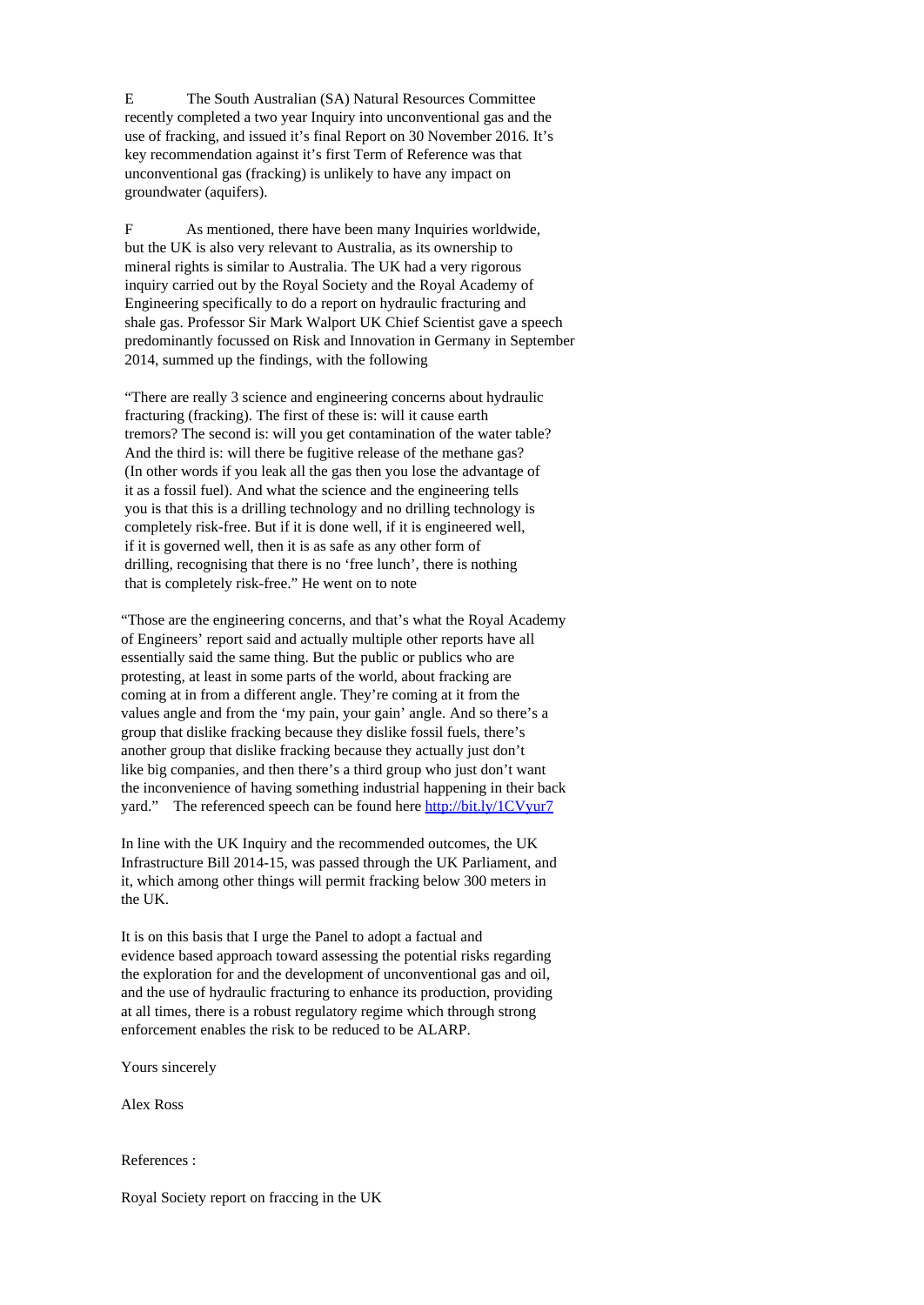E The South Australian (SA) Natural Resources Committee recently completed a two year Inquiry into unconventional gas and the use of fracking, and issued it's final Report on 30 November 2016. It's key recommendation against it's first Term of Reference was that unconventional gas (fracking) is unlikely to have any impact on groundwater (aquifers).

F As mentioned, there have been many Inquiries worldwide, but the UK is also very relevant to Australia, as its ownership to mineral rights is similar to Australia. The UK had a very rigorous inquiry carried out by the Royal Society and the Royal Academy of Engineering specifically to do a report on hydraulic fracturing and shale gas. Professor Sir Mark Walport UK Chief Scientist gave a speech predominantly focussed on Risk and Innovation in Germany in September 2014, summed up the findings, with the following

"There are really 3 science and engineering concerns about hydraulic fracturing (fracking). The first of these is: will it cause earth tremors? The second is: will you get contamination of the water table? And the third is: will there be fugitive release of the methane gas? (In other words if you leak all the gas then you lose the advantage of it as a fossil fuel). And what the science and the engineering tells you is that this is a drilling technology and no drilling technology is completely risk-free. But if it is done well, if it is engineered well, if it is governed well, then it is as safe as any other form of drilling, recognising that there is no 'free lunch', there is nothing that is completely risk-free." He went on to note

"Those are the engineering concerns, and that's what the Royal Academy of Engineers' report said and actually multiple other reports have all essentially said the same thing. But the public or publics who are protesting, at least in some parts of the world, about fracking are coming at in from a different angle. They're coming at it from the values angle and from the 'my pain, your gain' angle. And so there's a group that dislike fracking because they dislike fossil fuels, there's another group that dislike fracking because they actually just don't like big companies, and then there's a third group who just don't want the inconvenience of having something industrial happening in their back yard." The referenced speech can be found here http://bit.ly/1CVyur7

In line with the UK Inquiry and the recommended outcomes, the UK Infrastructure Bill 2014-15, was passed through the UK Parliament, and it, which among other things will permit fracking below 300 meters in the UK.

It is on this basis that I urge the Panel to adopt a factual and evidence based approach toward assessing the potential risks regarding the exploration for and the development of unconventional gas and oil, and the use of hydraulic fracturing to enhance its production, providing at all times, there is a robust regulatory regime which through strong enforcement enables the risk to be reduced to be ALARP.

Yours sincerely

Alex Ross

References :

Royal Society report on fraccing in the UK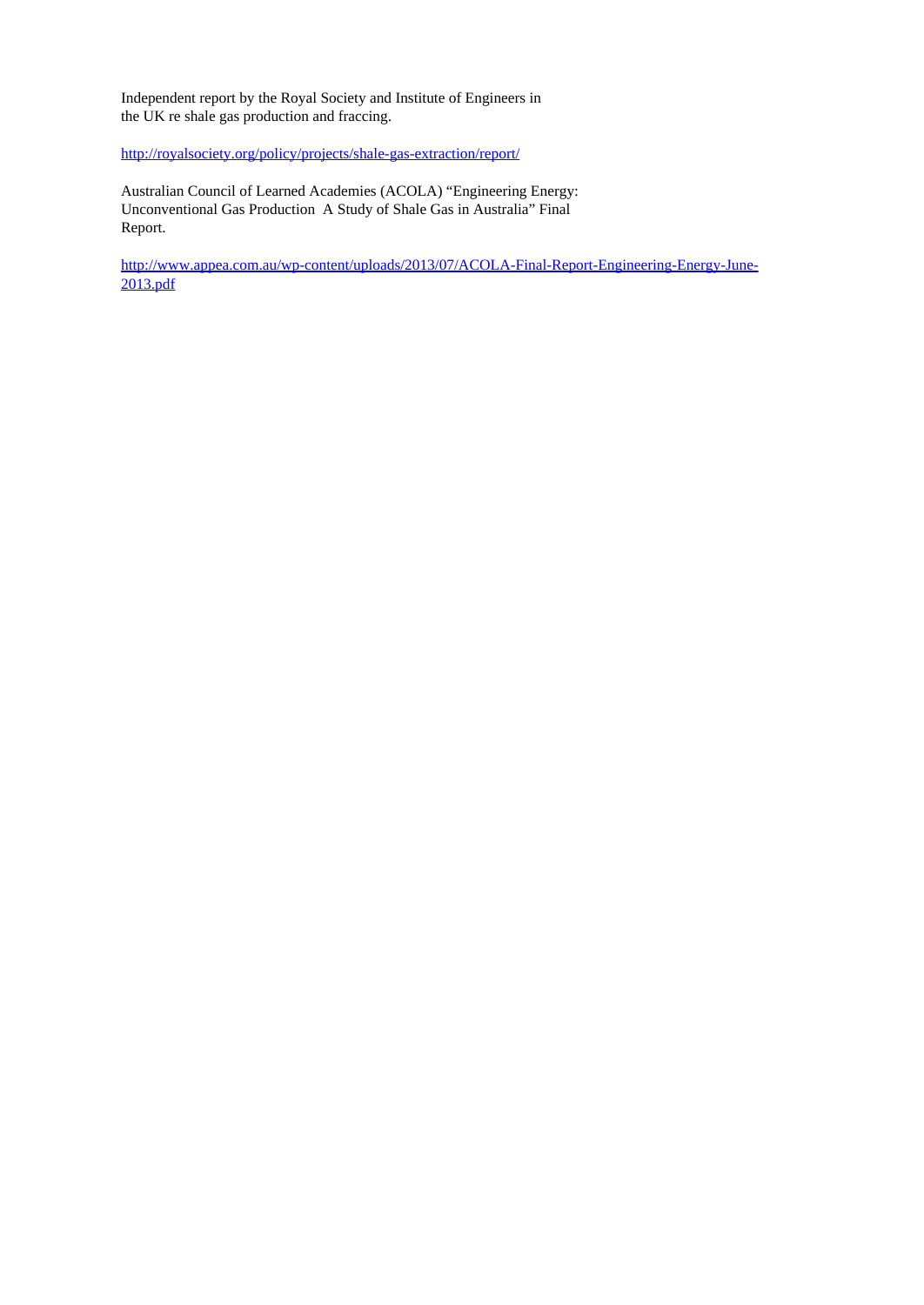Independent report by the Royal Society and Institute of Engineers in the UK re shale gas production and fraccing.

http://royalsociety.org/policy/projects/shale-gas-extraction/report/

Australian Council of Learned Academies (ACOLA) "Engineering Energy: Unconventional Gas Production A Study of Shale Gas in Australia" Final Report.

http://www.appea.com.au/wp-content/uploads/2013/07/ACOLA-Final-Report-Engineering-Energy-June-2013.pdf